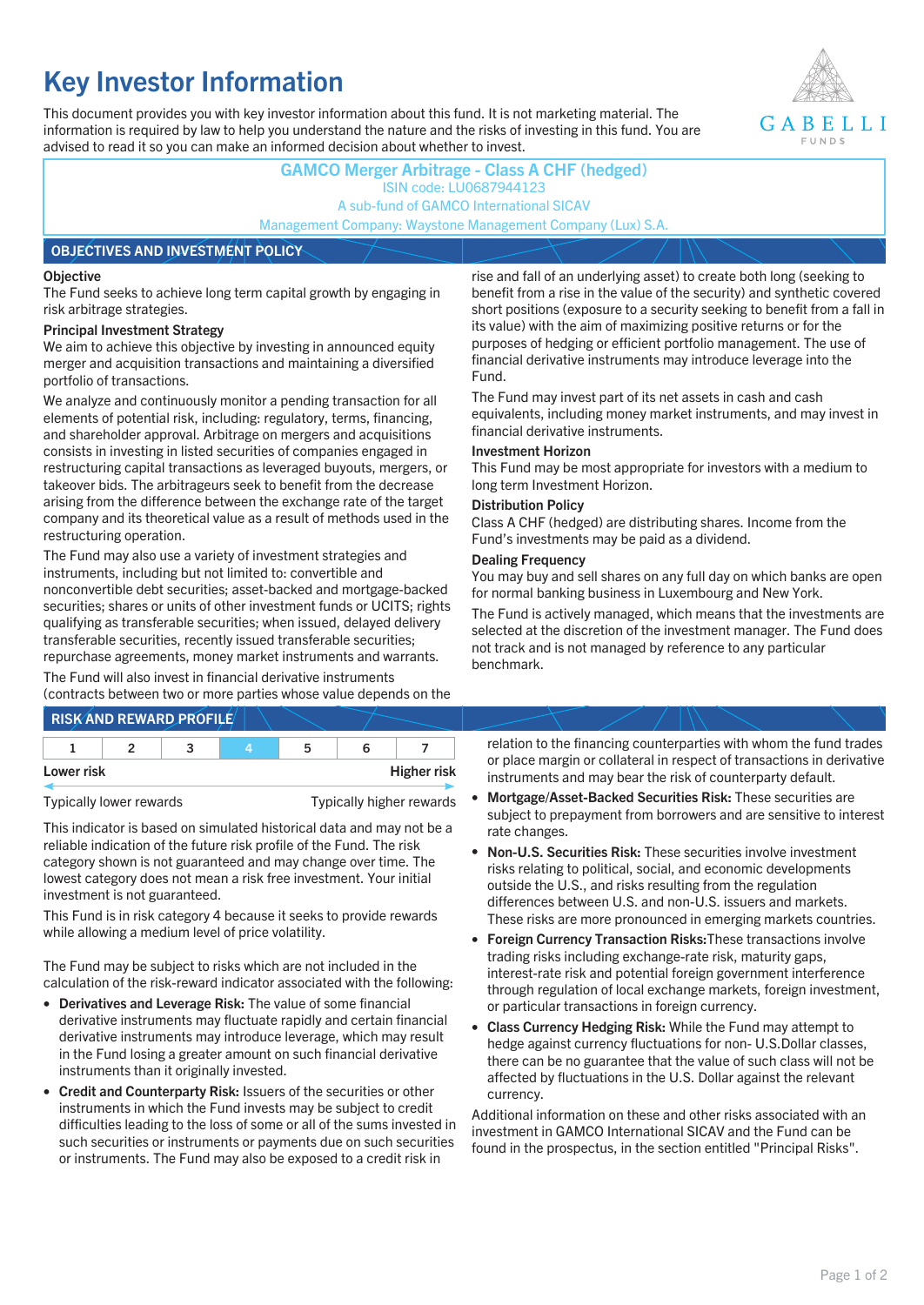# Key Investor Information

This document provides you with key investor information about this fund. It is not marketing material. The information is required by law to help you understand the nature and the risks of investing in this fund. You are advised to read it so you can make an informed decision about whether to invest.

**GAMCO Merger Arbitrage - Class A CHF (hedged)**
ISIN code: LU0687944123
A sub-fund of GAMCO International SICAV
Management Company: Waystone Management Company (Lux) S.A.

## OBJECTIVES AND INVESTMENT POLICY

### Objective

The Fund seeks to achieve long term capital growth by engaging in risk arbitrage strategies.

### Principal Investment Strategy

We aim to achieve this objective by investing in announced equity merger and acquisition transactions and maintaining a diversified portfolio of transactions.

We analyze and continuously monitor a pending transaction for all elements of potential risk, including: regulatory, terms, financing, and shareholder approval. Arbitrage on mergers and acquisitions consists in investing in listed securities of companies engaged in restructuring capital transactions as leveraged buyouts, mergers, or takeover bids. The arbitrageurs seek to benefit from the decrease arising from the difference between the exchange rate of the target company and its theoretical value as a result of methods used in the restructuring operation.

The Fund may also use a variety of investment strategies and instruments, including but not limited to: convertible and nonconvertible debt securities; asset-backed and mortgage-backed securities; shares or units of other investment funds or UCITS; rights qualifying as transferable securities; when issued, delayed delivery transferable securities, recently issued transferable securities; repurchase agreements, money market instruments and warrants.

The Fund will also invest in financial derivative instruments (contracts between two or more parties whose value depends on the rise and fall of an underlying asset) to create both long (seeking to benefit from a rise in the value of the security) and synthetic covered short positions (exposure to a security seeking to benefit from a fall in its value) with the aim of maximizing positive returns or for the purposes of hedging or efficient portfolio management. The use of financial derivative instruments may introduce leverage into the Fund.

The Fund may invest part of its net assets in cash and cash equivalents, including money market instruments, and may invest in financial derivative instruments.

### Investment Horizon

This Fund may be most appropriate for investors with a medium to long term Investment Horizon.

### Distribution Policy

Class A CHF (hedged) are distributing shares. Income from the Fund's investments may be paid as a dividend.

### Dealing Frequency

You may buy and sell shares on any full day on which banks are open for normal banking business in Luxembourg and New York.

The Fund is actively managed, which means that the investments are selected at the discretion of the investment manager. The Fund does not track and is not managed by reference to any particular benchmark.

## RISK AND REWARD PROFILE

| 1 | 2 | 3 | **4** | 5 | 6 | 7 |
|---|---|---|---|---|---|---|

Lower risk — Higher risk

Typically lower rewards — Typically higher rewards

This indicator is based on simulated historical data and may not be a reliable indication of the future risk profile of the Fund. The risk category shown is not guaranteed and may change over time. The lowest category does not mean a risk free investment. Your initial investment is not guaranteed.

This Fund is in risk category 4 because it seeks to provide rewards while allowing a medium level of price volatility.

The Fund may be subject to risks which are not included in the calculation of the risk-reward indicator associated with the following:

- **Derivatives and Leverage Risk:** The value of some financial derivative instruments may fluctuate rapidly and certain financial derivative instruments may introduce leverage, which may result in the Fund losing a greater amount on such financial derivative instruments than it originally invested.
- **Credit and Counterparty Risk:** Issuers of the securities or other instruments in which the Fund invests may be subject to credit difficulties leading to the loss of some or all of the sums invested in such securities or instruments or payments due on such securities or instruments. The Fund may also be exposed to a credit risk in relation to the financing counterparties with whom the fund trades or place margin or collateral in respect of transactions in derivative instruments and may bear the risk of counterparty default.
- **Mortgage/Asset-Backed Securities Risk:** These securities are subject to prepayment from borrowers and are sensitive to interest rate changes.
- **Non-U.S. Securities Risk:** These securities involve investment risks relating to political, social, and economic developments outside the U.S., and risks resulting from the regulation differences between U.S. and non-U.S. issuers and markets. These risks are more pronounced in emerging markets countries.
- **Foreign Currency Transaction Risks:** These transactions involve trading risks including exchange-rate risk, maturity gaps, interest-rate risk and potential foreign government interference through regulation of local exchange markets, foreign investment, or particular transactions in foreign currency.
- **Class Currency Hedging Risk:** While the Fund may attempt to hedge against currency fluctuations for non- U.S.Dollar classes, there can be no guarantee that the value of such class will not be affected by fluctuations in the U.S. Dollar against the relevant currency.

Additional information on these and other risks associated with an investment in GAMCO International SICAV and the Fund can be found in the prospectus, in the section entitled "Principal Risks".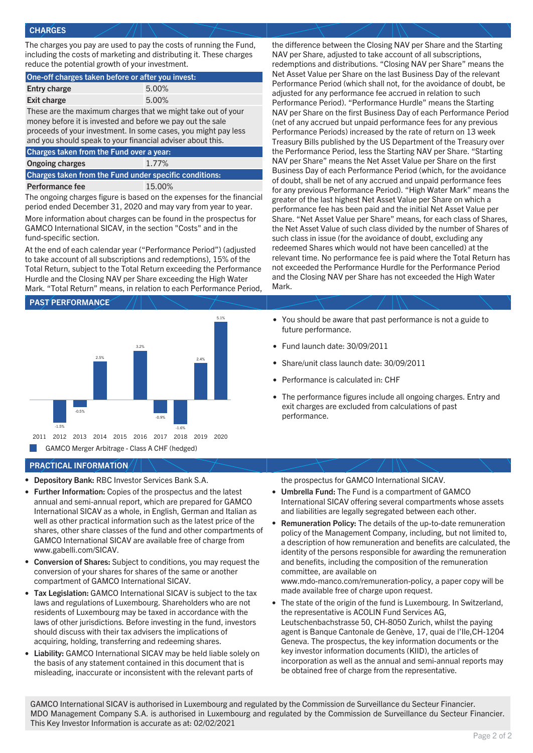## CHARGES

The charges you pay are used to pay the costs of running the Fund, including the costs of marketing and distributing it. These charges reduce the potential growth of your investment.

| One-off charges taken before or after you invest: | |
|---|---|
| Entry charge | 5.00% |
| Exit charge | 5.00% |

These are the maximum charges that we might take out of your money before it is invested and before we pay out the sale proceeds of your investment. In some cases, you might pay less and you should speak to your financial adviser about this.

| Charges taken from the Fund over a year: | |
|---|---|
| Ongoing charges | 1.77% |

| Charges taken from the Fund under specific conditions: | |
|---|---|
| Performance fee | 15.00% |

The ongoing charges figure is based on the expenses for the financial period ended December 31, 2020 and may vary from year to year.

More information about charges can be found in the prospectus for GAMCO International SICAV, in the section "Costs" and in the fund-specific section.

At the end of each calendar year ("Performance Period") (adjusted to take account of all subscriptions and redemptions), 15% of the Total Return, subject to the Total Return exceeding the Performance Hurdle and the Closing NAV per Share exceeding the High Water Mark. "Total Return" means, in relation to each Performance Period, the difference between the Closing NAV per Share and the Starting NAV per Share, adjusted to take account of all subscriptions, redemptions and distributions. "Closing NAV per Share" means the Net Asset Value per Share on the last Business Day of the relevant Performance Period (which shall not, for the avoidance of doubt, be adjusted for any performance fee accrued in relation to such Performance Period). "Performance Hurdle" means the Starting NAV per Share on the first Business Day of each Performance Period (net of any accrued but unpaid performance fees for any previous Performance Periods) increased by the rate of return on 13 week Treasury Bills published by the US Department of the Treasury over the Performance Period, less the Starting NAV per Share. "Starting NAV per Share" means the Net Asset Value per Share on the first Business Day of each Performance Period (which, for the avoidance of doubt, shall be net of any accrued and unpaid performance fees for any previous Performance Period). "High Water Mark" means the greater of the last highest Net Asset Value per Share on which a performance fee has been paid and the initial Net Asset Value per Share. "Net Asset Value per Share" means, for each class of Shares, the Net Asset Value of such class divided by the number of Shares of such class in issue (for the avoidance of doubt, excluding any redeemed Shares which would not have been cancelled) at the relevant time. No performance fee is paid where the Total Return has not exceeded the Performance Hurdle for the Performance Period and the Closing NAV per Share has not exceeded the High Water Mark.

## PAST PERFORMANCE

-1.5%
-0.5%
2.5%
3.2%
-0.9%
-1.6%
2.4%
5.1%

2011 2012 2013 2014 2015 2016 2017 2018 2019 2020

GAMCO Merger Arbitrage - Class A CHF (hedged)

- You should be aware that past performance is not a guide to future performance.
- Fund launch date: 30/09/2011
- Share/unit class launch date: 30/09/2011
- Performance is calculated in: CHF
- The performance figures include all ongoing charges. Entry and exit charges are excluded from calculations of past performance.

## PRACTICAL INFORMATION

- **Depository Bank:** RBC Investor Services Bank S.A.
- **Further Information:** Copies of the prospectus and the latest annual and semi-annual report, which are prepared for GAMCO International SICAV as a whole, in English, German and Italian as well as other practical information such as the latest price of the shares, other share classes of the fund and other compartments of GAMCO International SICAV are available free of charge from www.gabelli.com/SICAV.
- **Conversion of Shares:** Subject to conditions, you may request the conversion of your shares for shares of the same or another compartment of GAMCO International SICAV.
- **Tax Legislation:** GAMCO International SICAV is subject to the tax laws and regulations of Luxembourg. Shareholders who are not residents of Luxembourg may be taxed in accordance with the laws of other jurisdictions. Before investing in the fund, investors should discuss with their tax advisers the implications of acquiring, holding, transferring and redeeming shares.
- **Liability:** GAMCO International SICAV may be held liable solely on the basis of any statement contained in this document that is misleading, inaccurate or inconsistent with the relevant parts of the prospectus for GAMCO International SICAV.
- **Umbrella Fund:** The Fund is a compartment of GAMCO International SICAV offering several compartments whose assets and liabilities are legally segregated between each other.
- **Remuneration Policy:** The details of the up-to-date remuneration policy of the Management Company, including, but not limited to, a description of how remuneration and benefits are calculated, the identity of the persons responsible for awarding the remuneration and benefits, including the composition of the remuneration committee, are available on www.mdo-manco.com/remuneration-policy, a paper copy will be made available free of charge upon request.
- The state of the origin of the fund is Luxembourg. In Switzerland, the representative is ACOLIN Fund Services AG, Leutschenbachstrasse 50, CH-8050 Zurich, whilst the paying agent is Banque Cantonale de Genève, 17, quai de l'Ile,CH-1204 Geneva. The prospectus, the key information documents or the key investor information documents (KIID), the articles of incorporation as well as the annual and semi-annual reports may be obtained free of charge from the representative.

GAMCO International SICAV is authorised in Luxembourg and regulated by the Commission de Surveillance du Secteur Financier.
MDO Management Company S.A. is authorised in Luxembourg and regulated by the Commission de Surveillance du Secteur Financier.
This Key Investor Information is accurate as at: 02/02/2021